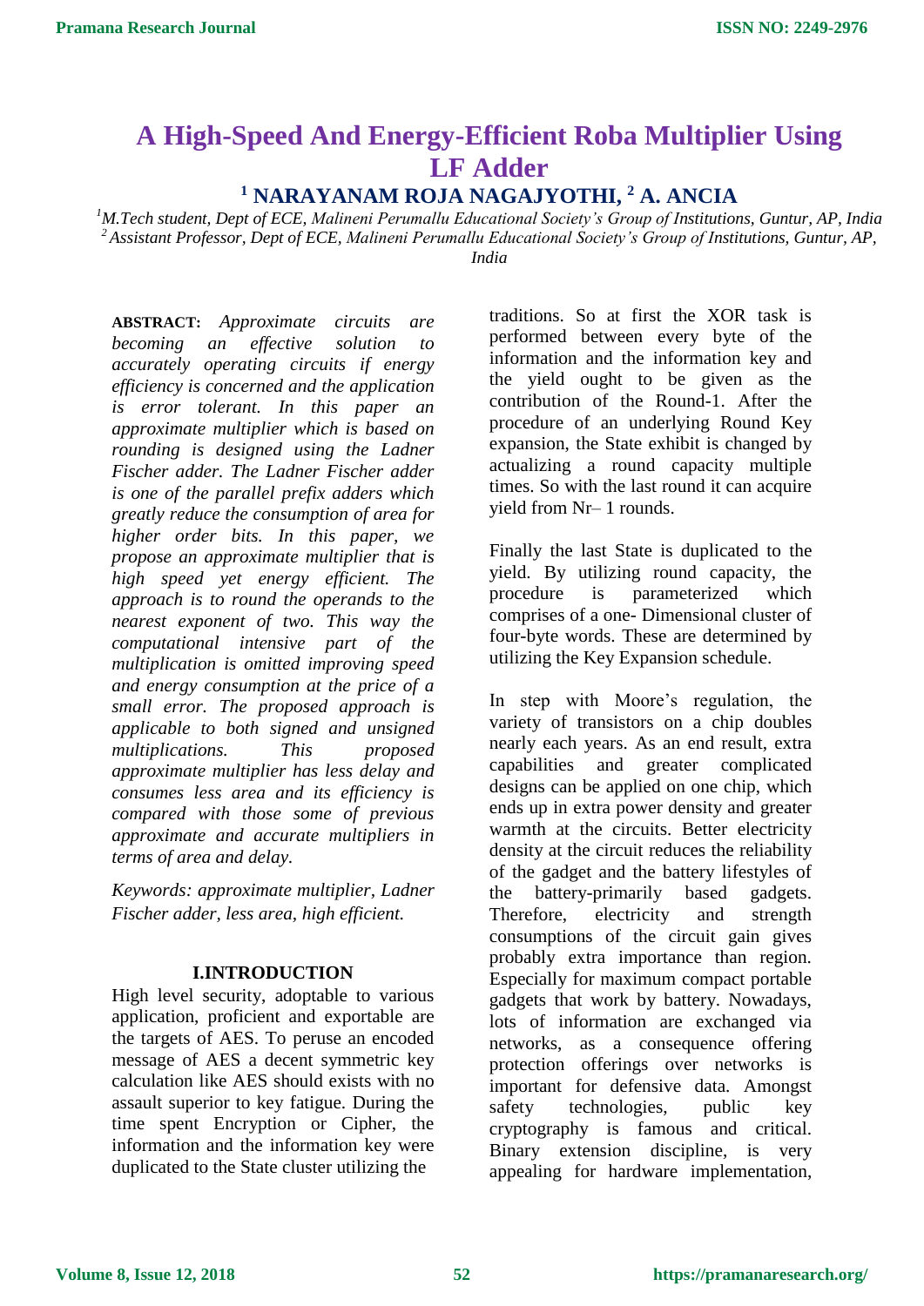# A High-Speed And Energy-Efficient Roba Multiplier Using LF Adder

## [1] NARAYANAM ROJA NAGAJYOTHI, [2] A. ANCIA

[1]*M.Tech student, Dept of ECE, Malineni Perumallu Educational Society's Group of Institutions, Guntur, AP, India*
[2]*Assistant Professor, Dept of ECE, Malineni Perumallu Educational Society's Group of Institutions, Guntur, AP, India*

**ABSTRACT:** *Approximate circuits are becoming an effective solution to accurately operating circuits if energy efficiency is concerned and the application is error tolerant. In this paper an approximate multiplier which is based on rounding is designed using the Ladner Fischer adder. The Ladner Fischer adder is one of the parallel prefix adders which greatly reduce the consumption of area for higher order bits. In this paper, we propose an approximate multiplier that is high speed yet energy efficient. The approach is to round the operands to the nearest exponent of two. This way the computational intensive part of the multiplication is omitted improving speed and energy consumption at the price of a small error. The proposed approach is applicable to both signed and unsigned multiplications. This proposed approximate multiplier has less delay and consumes less area and its efficiency is compared with those some of previous approximate and accurate multipliers in terms of area and delay.*

*Keywords: approximate multiplier, Ladner Fischer adder, less area, high efficient.*

## I.INTRODUCTION

High level security, adoptable to various application, proficient and exportable are the targets of AES. To peruse an encoded message of AES a decent symmetric key calculation like AES should exists with no assault superior to key fatigue. During the time spent Encryption or Cipher, the information and the information key were duplicated to the State cluster utilizing the traditions. So at first the XOR task is performed between every byte of the information and the information key and the yield ought to be given as the contribution of the Round-1. After the procedure of an underlying Round Key expansion, the State exhibit is changed by actualizing a round capacity multiple times. So with the last round it can acquire yield from Nr– 1 rounds.

Finally the last State is duplicated to the yield. By utilizing round capacity, the procedure is parameterized which comprises of a one- Dimensional cluster of four-byte words. These are determined by utilizing the Key Expansion schedule.

In step with Moore's regulation, the variety of transistors on a chip doubles nearly each years. As an end result, extra capabilities and greater complicated designs can be applied on one chip, which ends up in extra power density and greater warmth at the circuits. Better electricity density at the circuit reduces the reliability of the gadget and the battery lifestyles of the battery-primarily based gadgets. Therefore, electricity and strength consumptions of the circuit gain gives probably extra importance than region. Especially for maximum compact portable gadgets that work by battery. Nowadays, lots of information are exchanged via networks, as a consequence offering protection offerings over networks is important for defensive data. Amongst safety technologies, public key cryptography is famous and critical. Binary extension discipline, is very appealing for hardware implementation,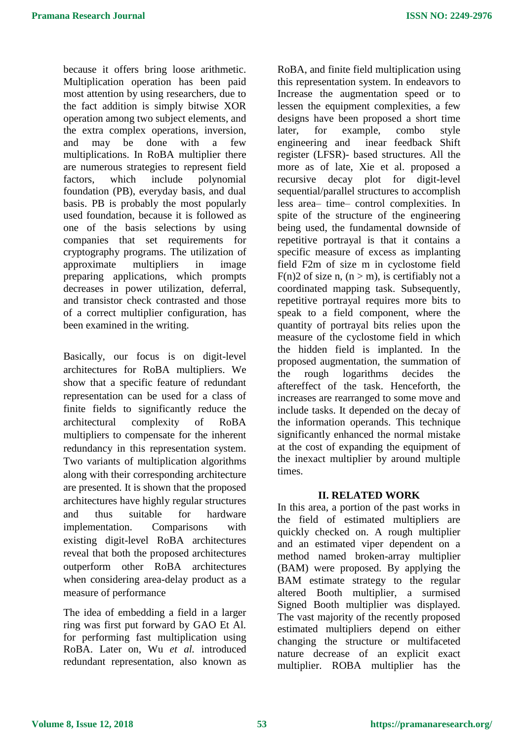because it offers bring loose arithmetic. Multiplication operation has been paid most attention by using researchers, due to the fact addition is simply bitwise XOR operation among two subject elements, and the extra complex operations, inversion, and may be done with a few multiplications. In RoBA multiplier there are numerous strategies to represent field factors, which include polynomial foundation (PB), everyday basis, and dual basis. PB is probably the most popularly used foundation, because it is followed as one of the basis selections by using companies that set requirements for cryptography programs. The utilization of approximate multipliers in image preparing applications, which prompts decreases in power utilization, deferral, and transistor check contrasted and those of a correct multiplier configuration, has been examined in the writing.

Basically, our focus is on digit-level architectures for RoBA multipliers. We show that a specific feature of redundant representation can be used for a class of finite fields to significantly reduce the architectural complexity of RoBA multipliers to compensate for the inherent redundancy in this representation system. Two variants of multiplication algorithms along with their corresponding architecture are presented. It is shown that the proposed architectures have highly regular structures and thus suitable for hardware implementation. Comparisons with existing digit-level RoBA architectures reveal that both the proposed architectures outperform other RoBA architectures when considering area-delay product as a measure of performance

The idea of embedding a field in a larger ring was first put forward by GAO Et Al. for performing fast multiplication using RoBA. Later on, Wu *et al.* introduced redundant representation, also known as RoBA, and finite field multiplication using this representation system. In endeavors to Increase the augmentation speed or to lessen the equipment complexities, a few designs have been proposed a short time later, for example, combo style engineering and inear feedback Shift register (LFSR)- based structures. All the more as of late, Xie et al. proposed a recursive decay plot for digit-level sequential/parallel structures to accomplish less area– time– control complexities. In spite of the structure of the engineering being used, the fundamental downside of repetitive portrayal is that it contains a specific measure of excess as implanting field F2m of size m in cyclostome field F(n)2 of size n, (n > m), is certifiably not a coordinated mapping task. Subsequently, repetitive portrayal requires more bits to speak to a field component, where the quantity of portrayal bits relies upon the measure of the cyclostome field in which the hidden field is implanted. In the proposed augmentation, the summation of the rough logarithms decides the aftereffect of the task. Henceforth, the increases are rearranged to some move and include tasks. It depended on the decay of the information operands. This technique significantly enhanced the normal mistake at the cost of expanding the equipment of the inexact multiplier by around multiple times.

## II. RELATED WORK

In this area, a portion of the past works in the field of estimated multipliers are quickly checked on. A rough multiplier and an estimated viper dependent on a method named broken-array multiplier (BAM) were proposed. By applying the BAM estimate strategy to the regular altered Booth multiplier, a surmised Signed Booth multiplier was displayed. The vast majority of the recently proposed estimated multipliers depend on either changing the structure or multifaceted nature decrease of an explicit exact multiplier. ROBA multiplier has the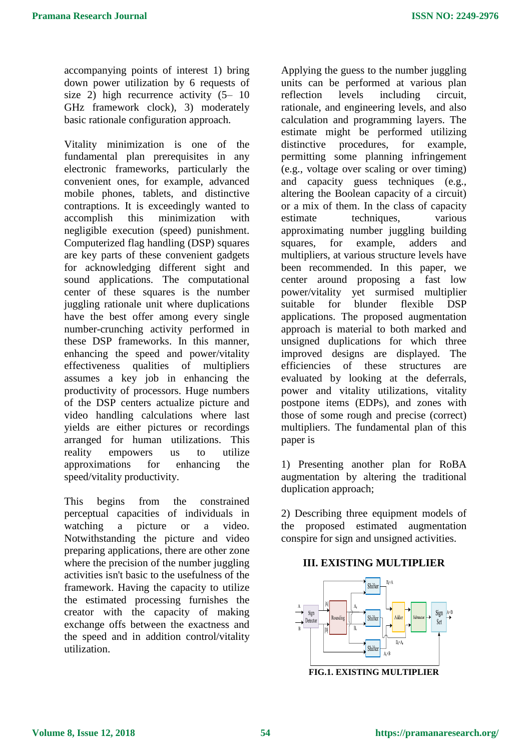accompanying points of interest 1) bring down power utilization by 6 requests of size 2) high recurrence activity (5– 10 GHz framework clock), 3) moderately basic rationale configuration approach.

Vitality minimization is one of the fundamental plan prerequisites in any electronic frameworks, particularly the convenient ones, for example, advanced mobile phones, tablets, and distinctive contraptions. It is exceedingly wanted to accomplish this minimization with negligible execution (speed) punishment. Computerized flag handling (DSP) squares are key parts of these convenient gadgets for acknowledging different sight and sound applications. The computational center of these squares is the number juggling rationale unit where duplications have the best offer among every single number-crunching activity performed in these DSP frameworks. In this manner, enhancing the speed and power/vitality effectiveness qualities of multipliers assumes a key job in enhancing the productivity of processors. Huge numbers of the DSP centers actualize picture and video handling calculations where last yields are either pictures or recordings arranged for human utilizations. This reality empowers us to utilize approximations for enhancing the speed/vitality productivity.

This begins from the constrained perceptual capacities of individuals in watching a picture or a video. Notwithstanding the picture and video preparing applications, there are other zone where the precision of the number juggling activities isn't basic to the usefulness of the framework. Having the capacity to utilize the estimated processing furnishes the creator with the capacity of making exchange offs between the exactness and the speed and in addition control/vitality utilization.

Applying the guess to the number juggling units can be performed at various plan reflection levels including circuit, rationale, and engineering levels, and also calculation and programming layers. The estimate might be performed utilizing distinctive procedures, for example, permitting some planning infringement (e.g., voltage over scaling or over timing) and capacity guess techniques (e.g., altering the Boolean capacity of a circuit) or a mix of them. In the class of capacity estimate techniques, various approximating number juggling building squares, for example, adders and multipliers, at various structure levels have been recommended. In this paper, we center around proposing a fast low power/vitality yet surmised multiplier suitable for blunder flexible DSP applications. The proposed augmentation approach is material to both marked and unsigned duplications for which three improved designs are displayed. The efficiencies of these structures are evaluated by looking at the deferrals, power and vitality utilizations, vitality postpone items (EDPs), and zones with those of some rough and precise (correct) multipliers. The fundamental plan of this paper is

1) Presenting another plan for RoBA augmentation by altering the traditional duplication approach;

2) Describing three equipment models of the proposed estimated augmentation conspire for sign and unsigned activities.

## III. EXISTING MULTIPLIER

FIG.1. EXISTING MULTIPLIER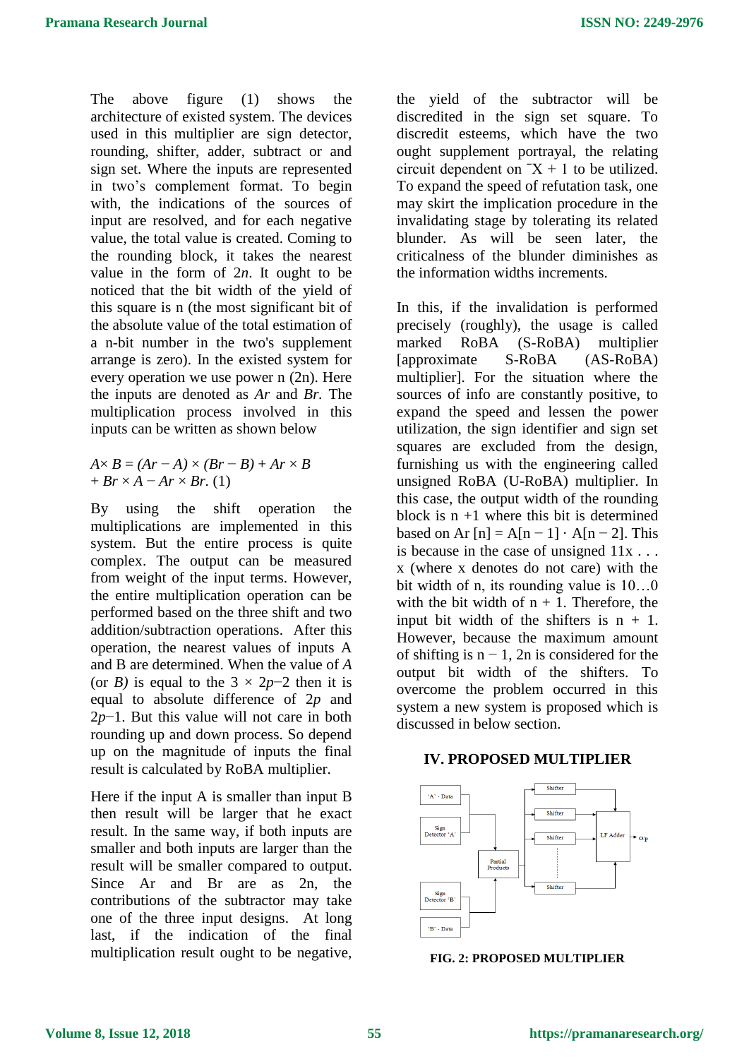The above figure (1) shows the architecture of existed system. The devices used in this multiplier are sign detector, rounding, shifter, adder, subtract or and sign set. Where the inputs are represented in two's complement format. To begin with, the indications of the sources of input are resolved, and for each negative value, the total value is created. Coming to the rounding block, it takes the nearest value in the form of $2n$. It ought to be noticed that the bit width of the yield of this square is n (the most significant bit of the absolute value of the total estimation of a n-bit number in the two's supplement arrange is zero). In the existed system for every operation we use power n (2n). Here the inputs are denoted as *Ar* and *Br*. The multiplication process involved in this inputs can be written as shown below

$$A\times B = (Ar - A) \times (Br - B) + Ar \times B + Br \times A - Ar \times Br. \quad (1)$$

By using the shift operation the multiplications are implemented in this system. But the entire process is quite complex. The output can be measured from weight of the input terms. However, the entire multiplication operation can be performed based on the three shift and two addition/subtraction operations. After this operation, the nearest values of inputs A and B are determined. When the value of $A$ (or $B$) is equal to the $3 \times 2p-2$ then it is equal to absolute difference of $2p$ and $2p-1$. But this value will not care in both rounding up and down process. So depend up on the magnitude of inputs the final result is calculated by RoBA multiplier.

Here if the input A is smaller than input B then result will be larger that he exact result. In the same way, if both inputs are smaller and both inputs are larger than the result will be smaller compared to output. Since Ar and Br are as 2n, the contributions of the subtractor may take one of the three input designs. At long last, if the indication of the final multiplication result ought to be negative, the yield of the subtractor will be discredited in the sign set square. To discredit esteems, which have the two ought supplement portrayal, the relating circuit dependent on $\bar{X} + 1$ to be utilized. To expand the speed of refutation task, one may skirt the implication procedure in the invalidating stage by tolerating its related blunder. As will be seen later, the criticalness of the blunder diminishes as the information widths increments.

In this, if the invalidation is performed precisely (roughly), the usage is called marked RoBA (S-RoBA) multiplier [approximate S-RoBA (AS-RoBA) multiplier]. For the situation where the sources of info are constantly positive, to expand the speed and lessen the power utilization, the sign identifier and sign set squares are excluded from the design, furnishing us with the engineering called unsigned RoBA (U-RoBA) multiplier. In this case, the output width of the rounding block is n +1 where this bit is determined based on $Ar[n] = A[n-1] \cdot A[n-2]$. This is because in the case of unsigned 11x . . . x (where x denotes do not care) with the bit width of n, its rounding value is 10…0 with the bit width of n + 1. Therefore, the input bit width of the shifters is n + 1. However, because the maximum amount of shifting is $n - 1$, 2n is considered for the output bit width of the shifters. To overcome the problem occurred in this system a new system is proposed which is discussed in below section.

## IV. PROPOSED MULTIPLIER

FIG. 2: PROPOSED MULTIPLIER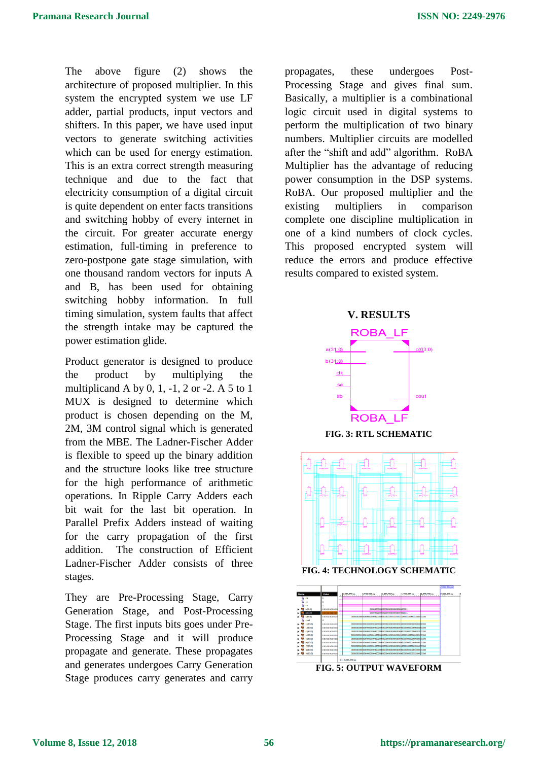The above figure (2) shows the architecture of proposed multiplier. In this system the encrypted system we use LF adder, partial products, input vectors and shifters. In this paper, we have used input vectors to generate switching activities which can be used for energy estimation. This is an extra correct strength measuring technique and due to the fact that electricity consumption of a digital circuit is quite dependent on enter facts transitions and switching hobby of every internet in the circuit. For greater accurate energy estimation, full-timing in preference to zero-postpone gate stage simulation, with one thousand random vectors for inputs A and B, has been used for obtaining switching hobby information. In full timing simulation, system faults that affect the strength intake may be captured the power estimation glide.

Product generator is designed to produce the product by multiplying the multiplicand A by 0, 1, -1, 2 or -2. A 5 to 1 MUX is designed to determine which product is chosen depending on the M, 2M, 3M control signal which is generated from the MBE. The Ladner-Fischer Adder is flexible to speed up the binary addition and the structure looks like tree structure for the high performance of arithmetic operations. In Ripple Carry Adders each bit wait for the last bit operation. In Parallel Prefix Adders instead of waiting for the carry propagation of the first addition. The construction of Efficient Ladner-Fischer Adder consists of three stages.

They are Pre-Processing Stage, Carry Generation Stage, and Post-Processing Stage. The first inputs bits goes under Pre-Processing Stage and it will produce propagate and generate. These propagates and generates undergoes Carry Generation Stage produces carry generates and carry propagates, these undergoes Post-Processing Stage and gives final sum. Basically, a multiplier is a combinational logic circuit used in digital systems to perform the multiplication of two binary numbers. Multiplier circuits are modelled after the "shift and add" algorithm. RoBA Multiplier has the advantage of reducing power consumption in the DSP systems. RoBA. Our proposed multiplier and the existing multipliers in comparison complete one discipline multiplication in one of a kind numbers of clock cycles. This proposed encrypted system will reduce the errors and produce effective results compared to existed system.

## V. RESULTS

FIG. 3: RTL SCHEMATIC

FIG. 4: TECHNOLOGY SCHEMATIC

FIG. 5: OUTPUT WAVEFORM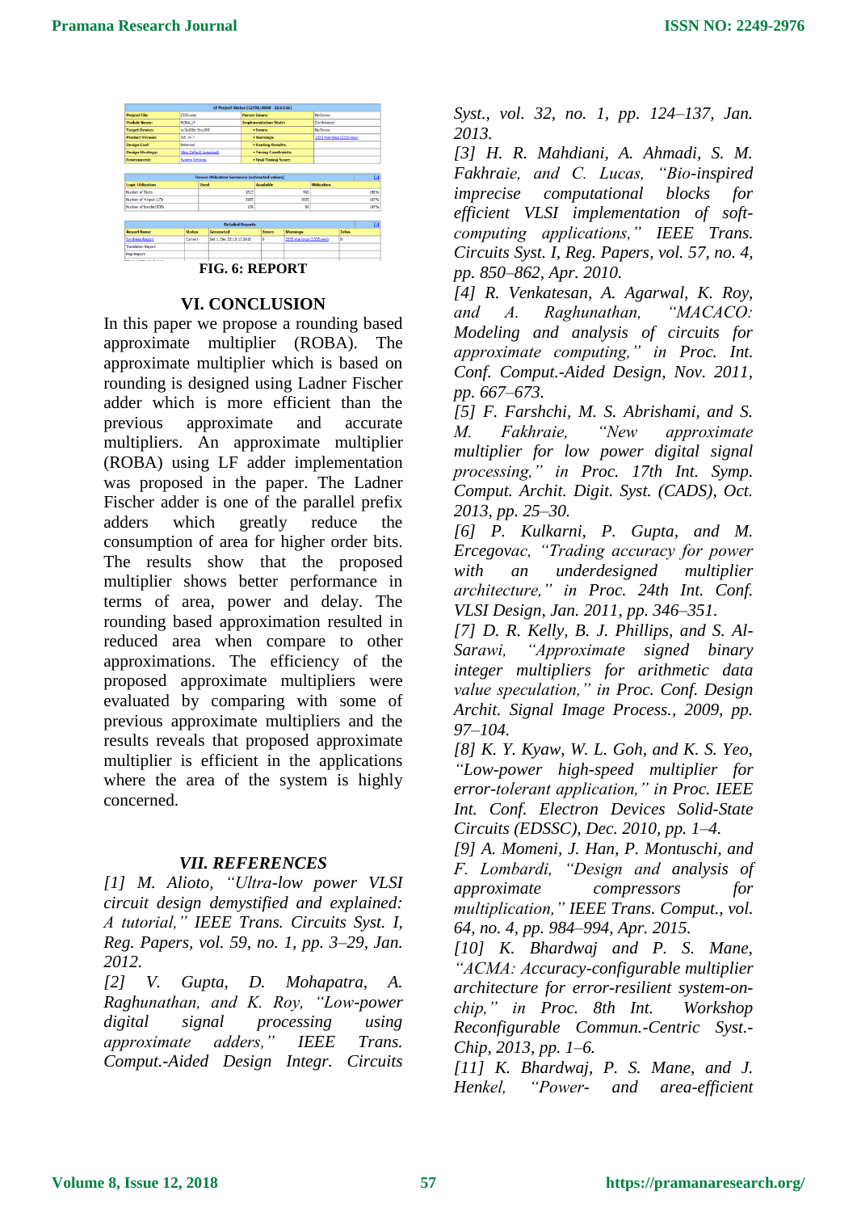FIG. 6: REPORT

## VI. CONCLUSION

In this paper we propose a rounding based approximate multiplier (ROBA). The approximate multiplier which is based on rounding is designed using Ladner Fischer adder which is more efficient than the previous approximate and accurate multipliers. An approximate multiplier (ROBA) using LF adder implementation was proposed in the paper. The Ladner Fischer adder is one of the parallel prefix adders which greatly reduce the consumption of area for higher order bits. The results show that the proposed multiplier shows better performance in terms of area, power and delay. The rounding based approximation resulted in reduced area when compare to other approximations. The efficiency of the proposed approximate multipliers were evaluated by comparing with some of previous approximate multipliers and the results reveals that proposed approximate multiplier is efficient in the applications where the area of the system is highly concerned.

## *VII. REFERENCES*

*[1] M. Alioto, "Ultra-low power VLSI circuit design demystified and explained: A tutorial," IEEE Trans. Circuits Syst. I, Reg. Papers, vol. 59, no. 1, pp. 3–29, Jan. 2012.*

*[2] V. Gupta, D. Mohapatra, A. Raghunathan, and K. Roy, "Low-power digital signal processing using approximate adders," IEEE Trans. Comput.-Aided Design Integr. Circuits Syst., vol. 32, no. 1, pp. 124–137, Jan. 2013.*

*[3] H. R. Mahdiani, A. Ahmadi, S. M. Fakhraie, and C. Lucas, "Bio-inspired imprecise computational blocks for efficient VLSI implementation of soft-computing applications," IEEE Trans. Circuits Syst. I, Reg. Papers, vol. 57, no. 4, pp. 850–862, Apr. 2010.*

*[4] R. Venkatesan, A. Agarwal, K. Roy, and A. Raghunathan, "MACACO: Modeling and analysis of circuits for approximate computing," in Proc. Int. Conf. Comput.-Aided Design, Nov. 2011, pp. 667–673.*

*[5] F. Farshchi, M. S. Abrishami, and S. M. Fakhraie, "New approximate multiplier for low power digital signal processing," in Proc. 17th Int. Symp. Comput. Archit. Digit. Syst. (CADS), Oct. 2013, pp. 25–30.*

*[6] P. Kulkarni, P. Gupta, and M. Ercegovac, "Trading accuracy for power with an underdesigned multiplier architecture," in Proc. 24th Int. Conf. VLSI Design, Jan. 2011, pp. 346–351.*

*[7] D. R. Kelly, B. J. Phillips, and S. Al-Sarawi, "Approximate signed binary integer multipliers for arithmetic data value speculation," in Proc. Conf. Design Archit. Signal Image Process., 2009, pp. 97–104.*

*[8] K. Y. Kyaw, W. L. Goh, and K. S. Yeo, "Low-power high-speed multiplier for error-tolerant application," in Proc. IEEE Int. Conf. Electron Devices Solid-State Circuits (EDSSC), Dec. 2010, pp. 1–4.*

*[9] A. Momeni, J. Han, P. Montuschi, and F. Lombardi, "Design and analysis of approximate compressors for multiplication," IEEE Trans. Comput., vol. 64, no. 4, pp. 984–994, Apr. 2015.*

*[10] K. Bhardwaj and P. S. Mane, "ACMA: Accuracy-configurable multiplier architecture for error-resilient system-on-chip," in Proc. 8th Int. Workshop Reconfigurable Commun.-Centric Syst.-Chip, 2013, pp. 1–6.*

*[11] K. Bhardwaj, P. S. Mane, and J. Henkel, "Power- and area-efficient*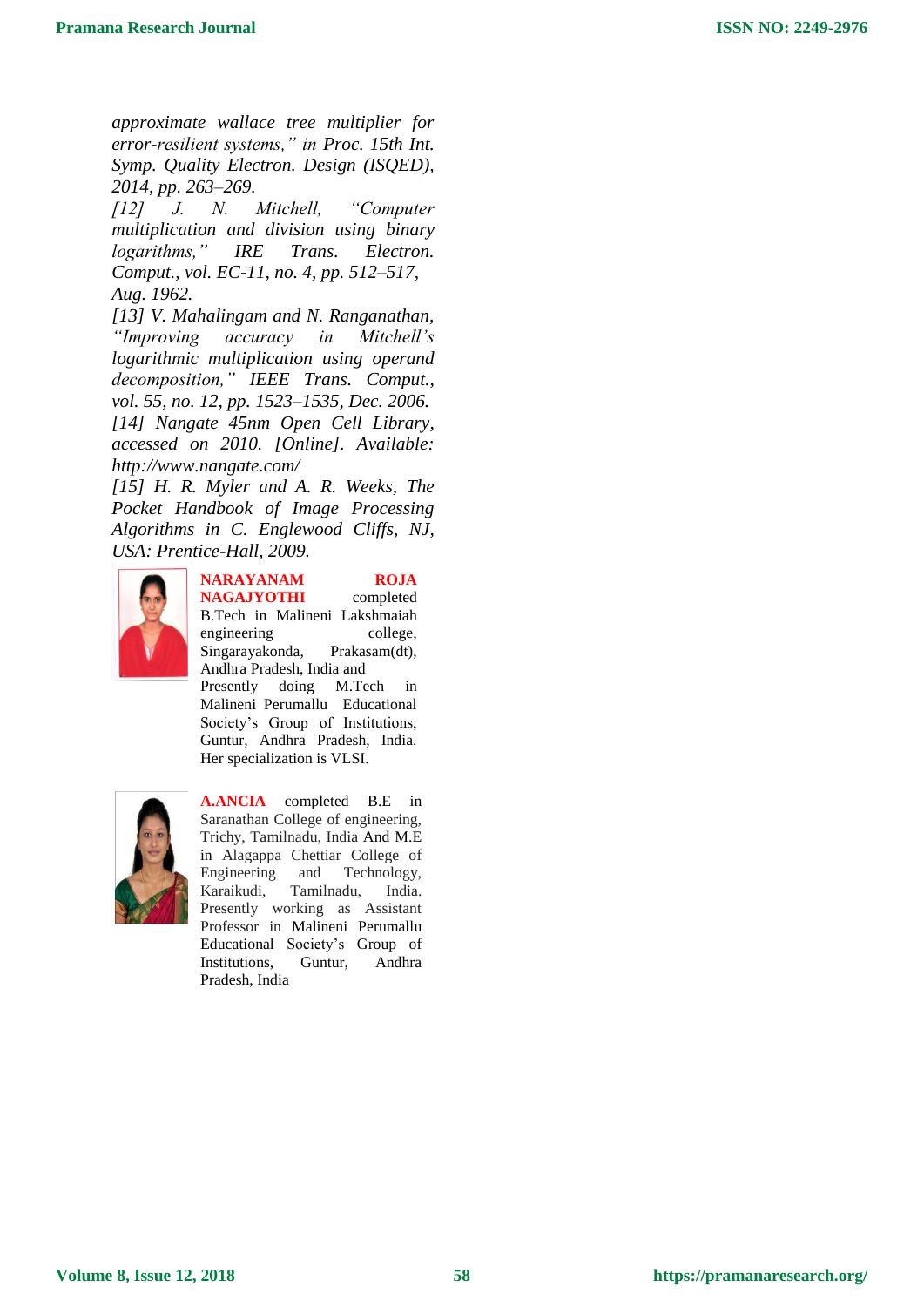*approximate wallace tree multiplier for error-resilient systems," in Proc. 15th Int. Symp. Quality Electron. Design (ISQED), 2014, pp. 263–269.*

*[12] J. N. Mitchell, "Computer multiplication and division using binary logarithms," IRE Trans. Electron. Comput., vol. EC-11, no. 4, pp. 512–517, Aug. 1962.*

*[13] V. Mahalingam and N. Ranganathan, "Improving accuracy in Mitchell's logarithmic multiplication using operand decomposition," IEEE Trans. Comput., vol. 55, no. 12, pp. 1523–1535, Dec. 2006.*

*[14] Nangate 45nm Open Cell Library, accessed on 2010. [Online]. Available: http://www.nangate.com/*

*[15] H. R. Myler and A. R. Weeks, The Pocket Handbook of Image Processing Algorithms in C. Englewood Cliffs, NJ, USA: Prentice-Hall, 2009.*

**NARAYANAM ROJA NAGAJYOTHI** completed B.Tech in Malineni Lakshmaiah engineering college, Singarayakonda, Prakasam(dt), Andhra Pradesh, India and Presently doing M.Tech in Malineni Perumallu Educational Society's Group of Institutions, Guntur, Andhra Pradesh, India. Her specialization is VLSI.

**A.ANCIA** completed B.E in Saranathan College of engineering, Trichy, Tamilnadu, India And M.E in Alagappa Chettiar College of Engineering and Technology, Karaikudi, Tamilnadu, India. Presently working as Assistant Professor in Malineni Perumallu Educational Society's Group of Institutions, Guntur, Andhra Pradesh, India